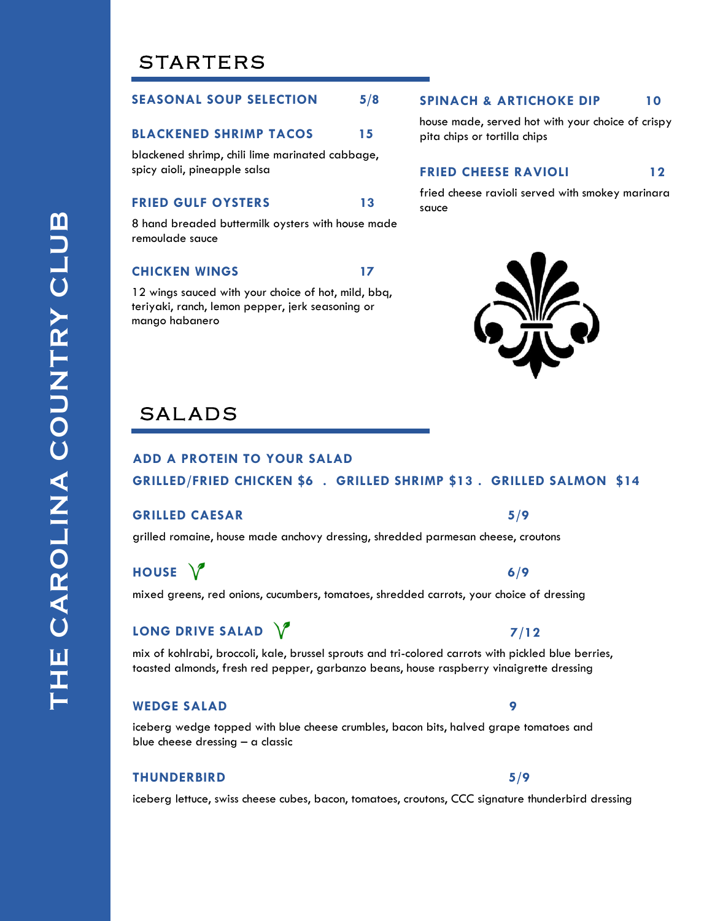# THE CAROLINA COUNTRY CLUB

## STARTERS

### SEASONAL SOUP SELECTION 5/8

### BLACKENED SHRIMP TACOS 15

blackened shrimp, chili lime marinated cabbage, spicy aioli, pineapple salsa

### FRIED GULF OYSTERS 13

8 hand breaded buttermilk oysters with house made remoulade sauce

### CHICKEN WINGS 17

12 wings sauced with your choice of hot, mild, bbq, teriyaki, ranch, lemon pepper, jerk seasoning or mango habanero

### SPINACH & ARTICHOKE DIP 10

house made, served hot with your choice of crispy pita chips or tortilla chips

### FRIED CHEESE RAVIOLI 12

fried cheese ravioli served with smokey marinara sauce

## SALADS

**ADD A PROTEIN TO YOUR SALAD**

**GRILLED/FRIED CHICKEN $6 . GRILLED SHRIMP $13 . GRILLED SALMON $14**

### GRILLED CAESAR 5/9

grilled romaine, house made anchovy dressing, shredded parmesan cheese, croutons

### HOUSE 6/9

mixed greens, red onions, cucumbers, tomatoes, shredded carrots, your choice of dressing

### LONG DRIVE SALAD 7/12

mix of kohlrabi, broccoli, kale, brussel sprouts and tri-colored carrots with pickled blue berries, toasted almonds, fresh red pepper, garbanzo beans, house raspberry vinaigrette dressing

### WEDGE SALAD 9

iceberg wedge topped with blue cheese crumbles, bacon bits, halved grape tomatoes and blue cheese dressing – a classic

### THUNDERBIRD 5/9

iceberg lettuce, swiss cheese cubes, bacon, tomatoes, croutons, CCC signature thunderbird dressing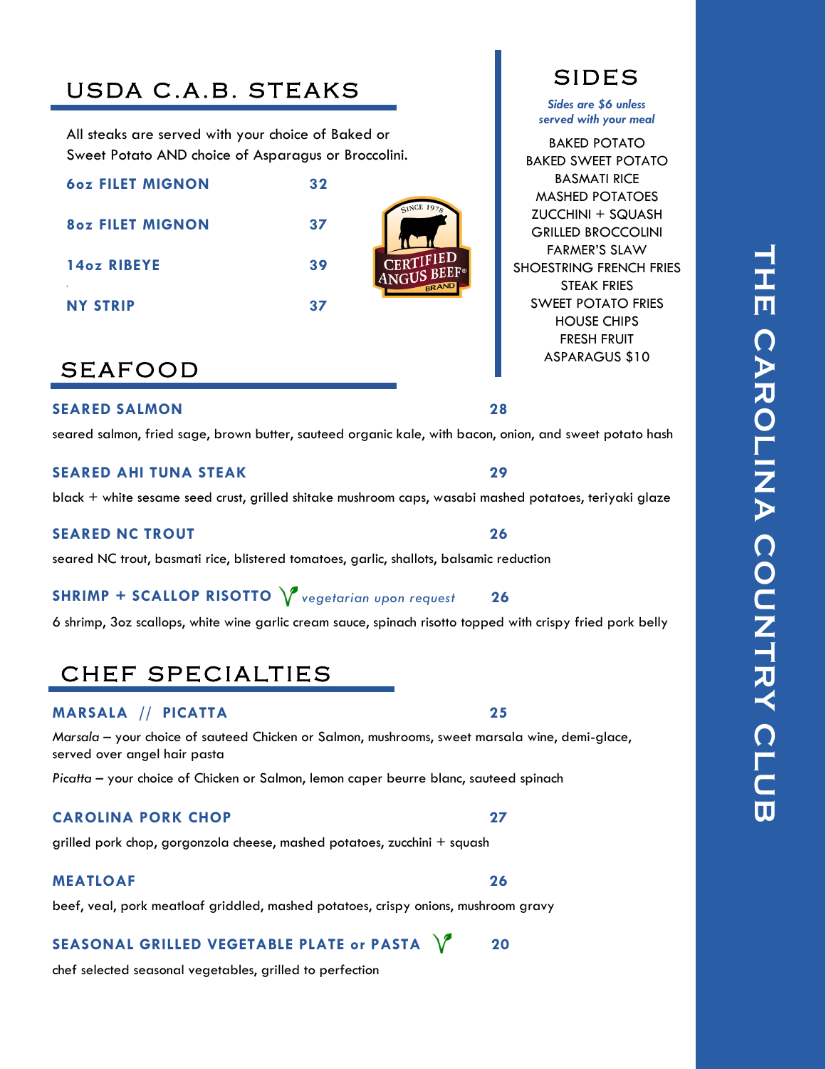# THE CAROLINA COUNTRY CLUB

## USDA C.A.B. STEAKS

All steaks are served with your choice of Baked or Sweet Potato AND choice of Asparagus or Broccolini.

**6oz FILET MIGNON** 32

**8oz FILET MIGNON** 37

**14oz RIBEYE** 39

**NY STRIP** 37

SINCE 1978 CERTIFIED ANGUS BEEF® BRAND

## SIDES

***Sides are $6 unless served with your meal***

BAKED POTATO
BAKED SWEET POTATO
BASMATI RICE
MASHED POTATOES
ZUCCHINI + SQUASH
GRILLED BROCCOLINI
FARMER'S SLAW
SHOESTRING FRENCH FRIES
STEAK FRIES
SWEET POTATO FRIES
HOUSE CHIPS
FRESH FRUIT
ASPARAGUS $10

## SEAFOOD

**SEARED SALMON** 28

seared salmon, fried sage, brown butter, sauteed organic kale, with bacon, onion, and sweet potato hash

**SEARED AHI TUNA STEAK** 29

black + white sesame seed crust, grilled shitake mushroom caps, wasabi mashed potatoes, teriyaki glaze

**SEARED NC TROUT** 26

seared NC trout, basmati rice, blistered tomatoes, garlic, shallots, balsamic reduction

**SHRIMP + SCALLOP RISOTTO** *vegetarian upon request* 26

6 shrimp, 3oz scallops, white wine garlic cream sauce, spinach risotto topped with crispy fried pork belly

## CHEF SPECIALTIES

**MARSALA // PICATTA** 25

*Marsala* – your choice of sauteed Chicken or Salmon, mushrooms, sweet marsala wine, demi-glace, served over angel hair pasta

*Picatta* – your choice of Chicken or Salmon, lemon caper beurre blanc, sauteed spinach

**CAROLINA PORK CHOP** 27

grilled pork chop, gorgonzola cheese, mashed potatoes, zucchini + squash

**MEATLOAF** 26

beef, veal, pork meatloaf griddled, mashed potatoes, crispy onions, mushroom gravy

**SEASONAL GRILLED VEGETABLE PLATE or PASTA** 20

chef selected seasonal vegetables, grilled to perfection